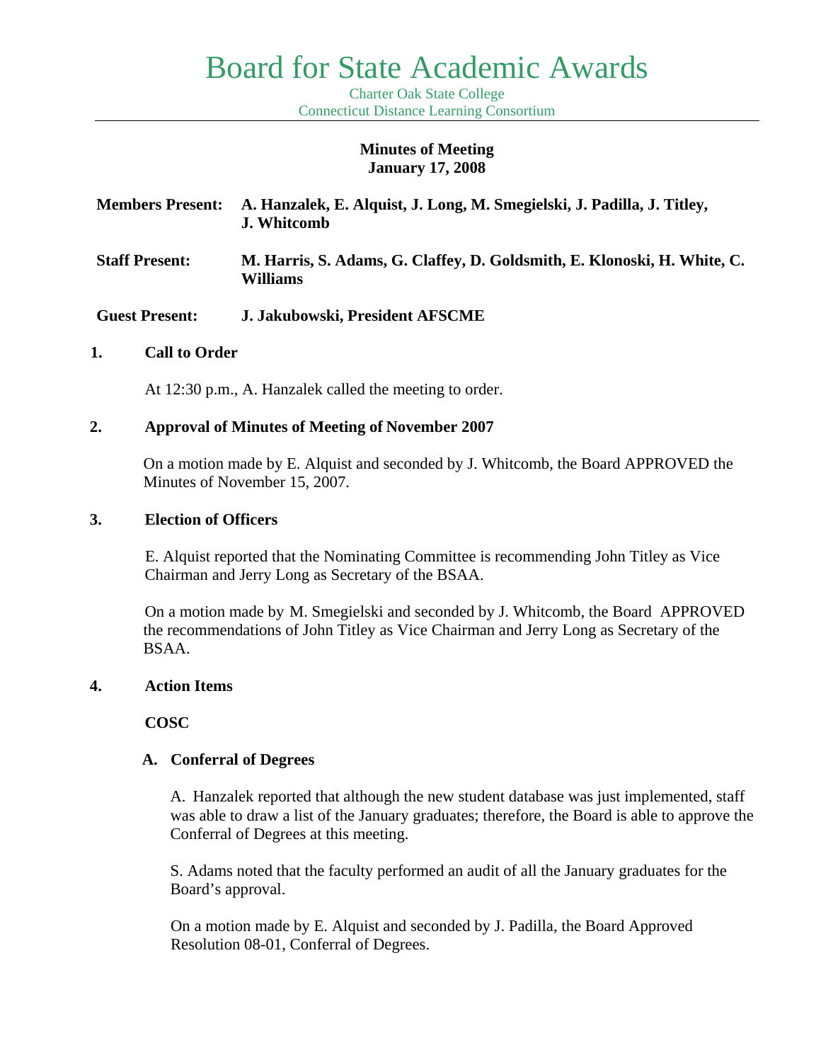# Board for State Academic Awards

Charter Oak State College
Connecticut Distance Learning Consortium

**Minutes of Meeting**
**January 17, 2008**

**Members Present:** **A. Hanzalek, E. Alquist, J. Long, M. Smegielski, J. Padilla, J. Titley, J. Whitcomb**

**Staff Present:** **M. Harris, S. Adams, G. Claffey, D. Goldsmith, E. Klonoski, H. White, C. Williams**

**Guest Present:** **J. Jakubowski, President AFSCME**

## 1. Call to Order

At 12:30 p.m., A. Hanzalek called the meeting to order.

## 2. Approval of Minutes of Meeting of November 2007

On a motion made by E. Alquist and seconded by J. Whitcomb, the Board APPROVED the Minutes of November 15, 2007.

## 3. Election of Officers

E. Alquist reported that the Nominating Committee is recommending John Titley as Vice Chairman and Jerry Long as Secretary of the BSAA.

On a motion made by M. Smegielski and seconded by J. Whitcomb, the Board APPROVED the recommendations of John Titley as Vice Chairman and Jerry Long as Secretary of the BSAA.

## 4. Action Items

**COSC**

### A. Conferral of Degrees

A. Hanzalek reported that although the new student database was just implemented, staff was able to draw a list of the January graduates; therefore, the Board is able to approve the Conferral of Degrees at this meeting.

S. Adams noted that the faculty performed an audit of all the January graduates for the Board's approval.

On a motion made by E. Alquist and seconded by J. Padilla, the Board Approved Resolution 08-01, Conferral of Degrees.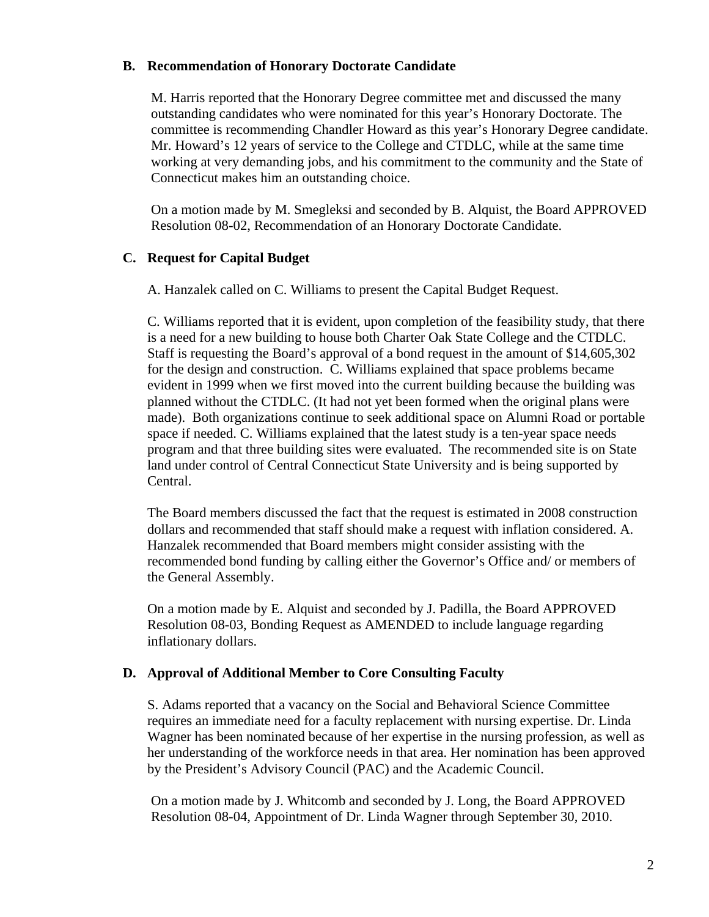### B. Recommendation of Honorary Doctorate Candidate

M. Harris reported that the Honorary Degree committee met and discussed the many outstanding candidates who were nominated for this year's Honorary Doctorate. The committee is recommending Chandler Howard as this year's Honorary Degree candidate. Mr. Howard's 12 years of service to the College and CTDLC, while at the same time working at very demanding jobs, and his commitment to the community and the State of Connecticut makes him an outstanding choice.

On a motion made by M. Smegleksi and seconded by B. Alquist, the Board APPROVED Resolution 08-02, Recommendation of an Honorary Doctorate Candidate.

### C. Request for Capital Budget

A. Hanzalek called on C. Williams to present the Capital Budget Request.

C. Williams reported that it is evident, upon completion of the feasibility study, that there is a need for a new building to house both Charter Oak State College and the CTDLC. Staff is requesting the Board's approval of a bond request in the amount of $14,605,302 for the design and construction. C. Williams explained that space problems became evident in 1999 when we first moved into the current building because the building was planned without the CTDLC. (It had not yet been formed when the original plans were made). Both organizations continue to seek additional space on Alumni Road or portable space if needed. C. Williams explained that the latest study is a ten-year space needs program and that three building sites were evaluated. The recommended site is on State land under control of Central Connecticut State University and is being supported by Central.

The Board members discussed the fact that the request is estimated in 2008 construction dollars and recommended that staff should make a request with inflation considered. A. Hanzalek recommended that Board members might consider assisting with the recommended bond funding by calling either the Governor's Office and/ or members of the General Assembly.

On a motion made by E. Alquist and seconded by J. Padilla, the Board APPROVED Resolution 08-03, Bonding Request as AMENDED to include language regarding inflationary dollars.

### D. Approval of Additional Member to Core Consulting Faculty

S. Adams reported that a vacancy on the Social and Behavioral Science Committee requires an immediate need for a faculty replacement with nursing expertise. Dr. Linda Wagner has been nominated because of her expertise in the nursing profession, as well as her understanding of the workforce needs in that area. Her nomination has been approved by the President's Advisory Council (PAC) and the Academic Council.

On a motion made by J. Whitcomb and seconded by J. Long, the Board APPROVED Resolution 08-04, Appointment of Dr. Linda Wagner through September 30, 2010.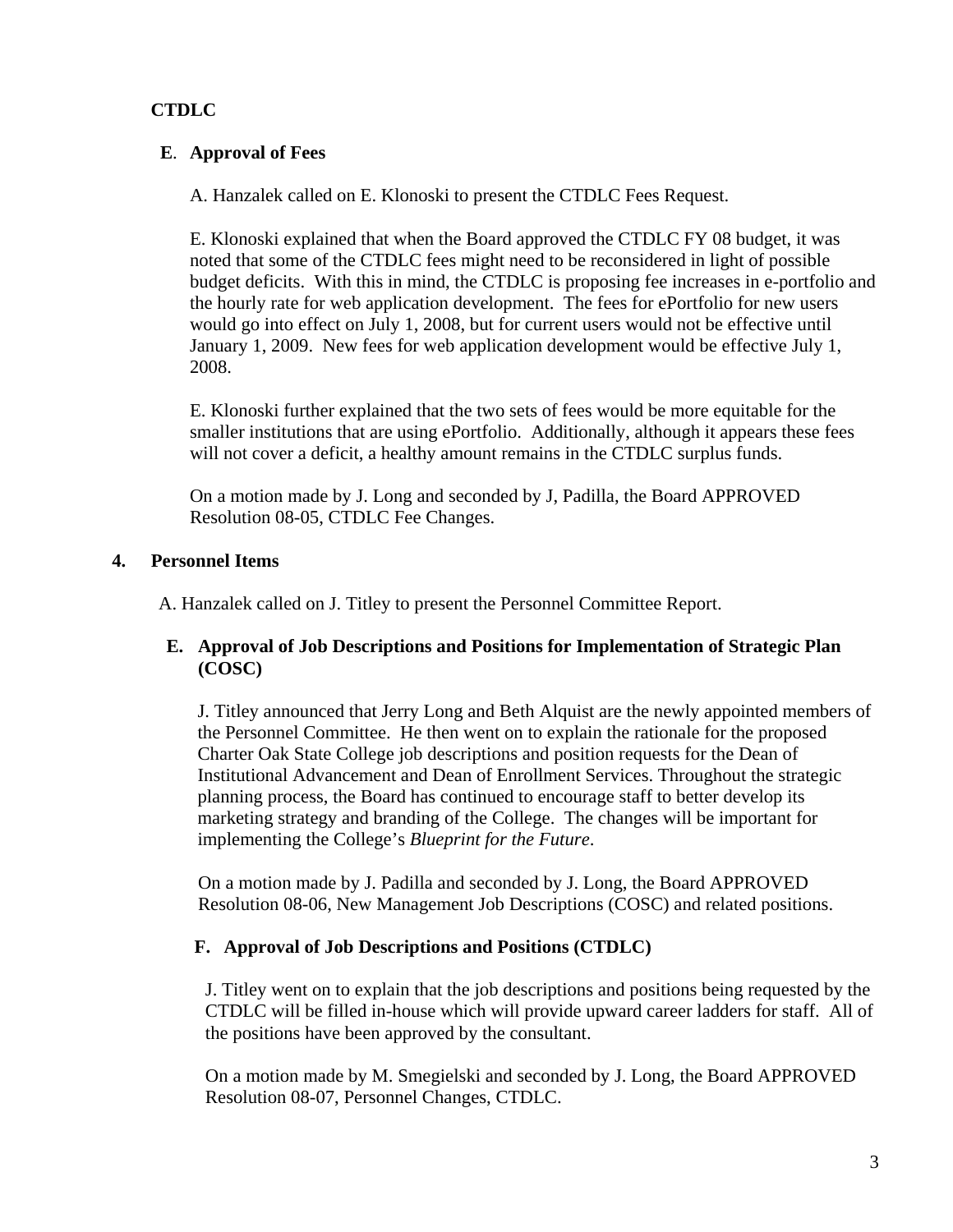**CTDLC**

**E**. **Approval of Fees**

A. Hanzalek called on E. Klonoski to present the CTDLC Fees Request.

E. Klonoski explained that when the Board approved the CTDLC FY 08 budget, it was noted that some of the CTDLC fees might need to be reconsidered in light of possible budget deficits. With this in mind, the CTDLC is proposing fee increases in e-portfolio and the hourly rate for web application development. The fees for ePortfolio for new users would go into effect on July 1, 2008, but for current users would not be effective until January 1, 2009. New fees for web application development would be effective July 1, 2008.

E. Klonoski further explained that the two sets of fees would be more equitable for the smaller institutions that are using ePortfolio. Additionally, although it appears these fees will not cover a deficit, a healthy amount remains in the CTDLC surplus funds.

On a motion made by J. Long and seconded by J, Padilla, the Board APPROVED Resolution 08-05, CTDLC Fee Changes.

**4. Personnel Items**

A. Hanzalek called on J. Titley to present the Personnel Committee Report.

**E. Approval of Job Descriptions and Positions for Implementation of Strategic Plan (COSC)**

J. Titley announced that Jerry Long and Beth Alquist are the newly appointed members of the Personnel Committee. He then went on to explain the rationale for the proposed Charter Oak State College job descriptions and position requests for the Dean of Institutional Advancement and Dean of Enrollment Services. Throughout the strategic planning process, the Board has continued to encourage staff to better develop its marketing strategy and branding of the College. The changes will be important for implementing the College's *Blueprint for the Future*.

On a motion made by J. Padilla and seconded by J. Long, the Board APPROVED Resolution 08-06, New Management Job Descriptions (COSC) and related positions.

**F. Approval of Job Descriptions and Positions (CTDLC)**

J. Titley went on to explain that the job descriptions and positions being requested by the CTDLC will be filled in-house which will provide upward career ladders for staff. All of the positions have been approved by the consultant.

On a motion made by M. Smegielski and seconded by J. Long, the Board APPROVED Resolution 08-07, Personnel Changes, CTDLC.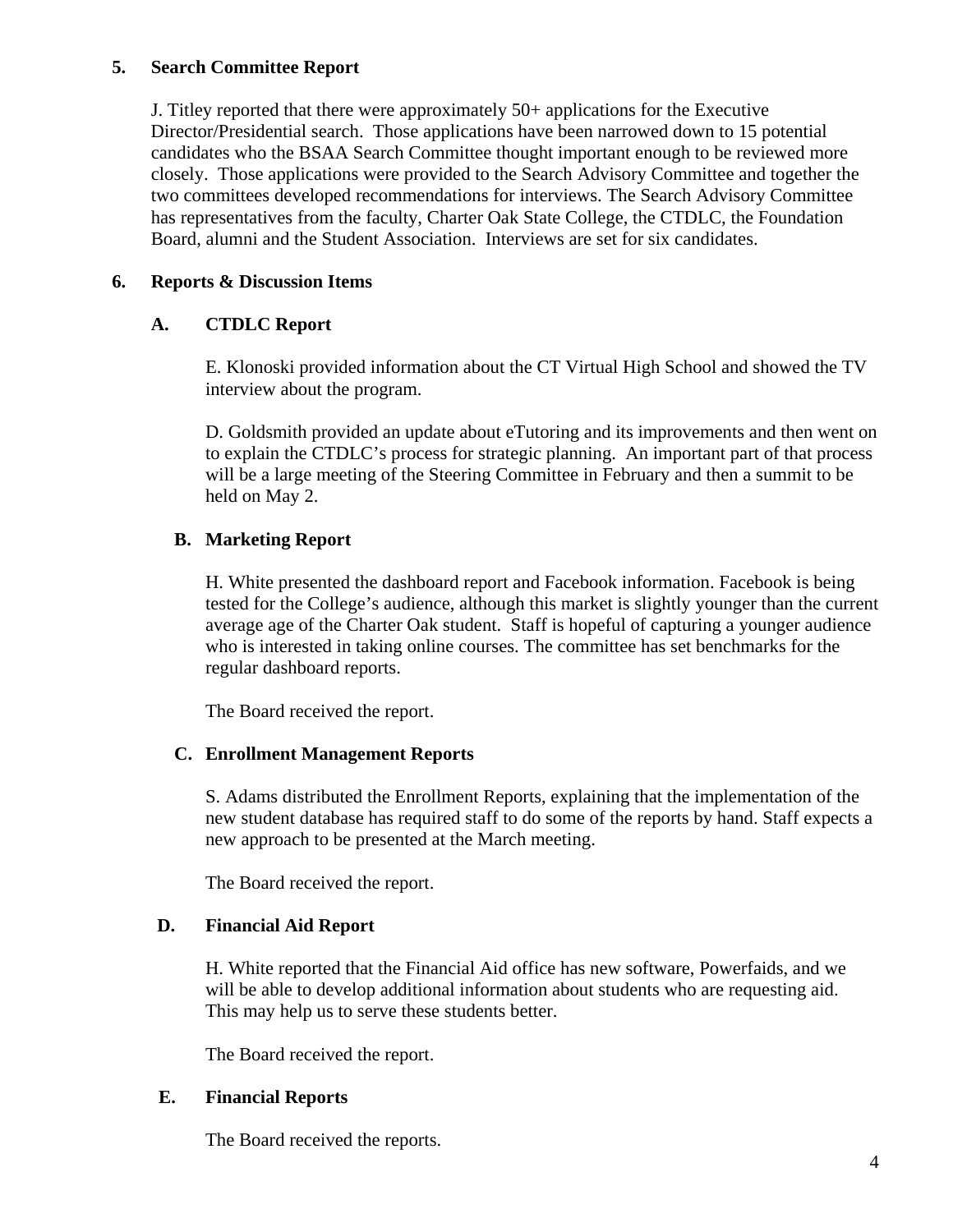**5. Search Committee Report**

J. Titley reported that there were approximately 50+ applications for the Executive Director/Presidential search. Those applications have been narrowed down to 15 potential candidates who the BSAA Search Committee thought important enough to be reviewed more closely. Those applications were provided to the Search Advisory Committee and together the two committees developed recommendations for interviews. The Search Advisory Committee has representatives from the faculty, Charter Oak State College, the CTDLC, the Foundation Board, alumni and the Student Association. Interviews are set for six candidates.

**6. Reports & Discussion Items**

**A. CTDLC Report**

E. Klonoski provided information about the CT Virtual High School and showed the TV interview about the program.

D. Goldsmith provided an update about eTutoring and its improvements and then went on to explain the CTDLC's process for strategic planning. An important part of that process will be a large meeting of the Steering Committee in February and then a summit to be held on May 2.

**B. Marketing Report**

H. White presented the dashboard report and Facebook information. Facebook is being tested for the College's audience, although this market is slightly younger than the current average age of the Charter Oak student. Staff is hopeful of capturing a younger audience who is interested in taking online courses. The committee has set benchmarks for the regular dashboard reports.

The Board received the report.

**C. Enrollment Management Reports**

S. Adams distributed the Enrollment Reports, explaining that the implementation of the new student database has required staff to do some of the reports by hand. Staff expects a new approach to be presented at the March meeting.

The Board received the report.

**D. Financial Aid Report**

H. White reported that the Financial Aid office has new software, Powerfaids, and we will be able to develop additional information about students who are requesting aid. This may help us to serve these students better.

The Board received the report.

**E. Financial Reports**

The Board received the reports.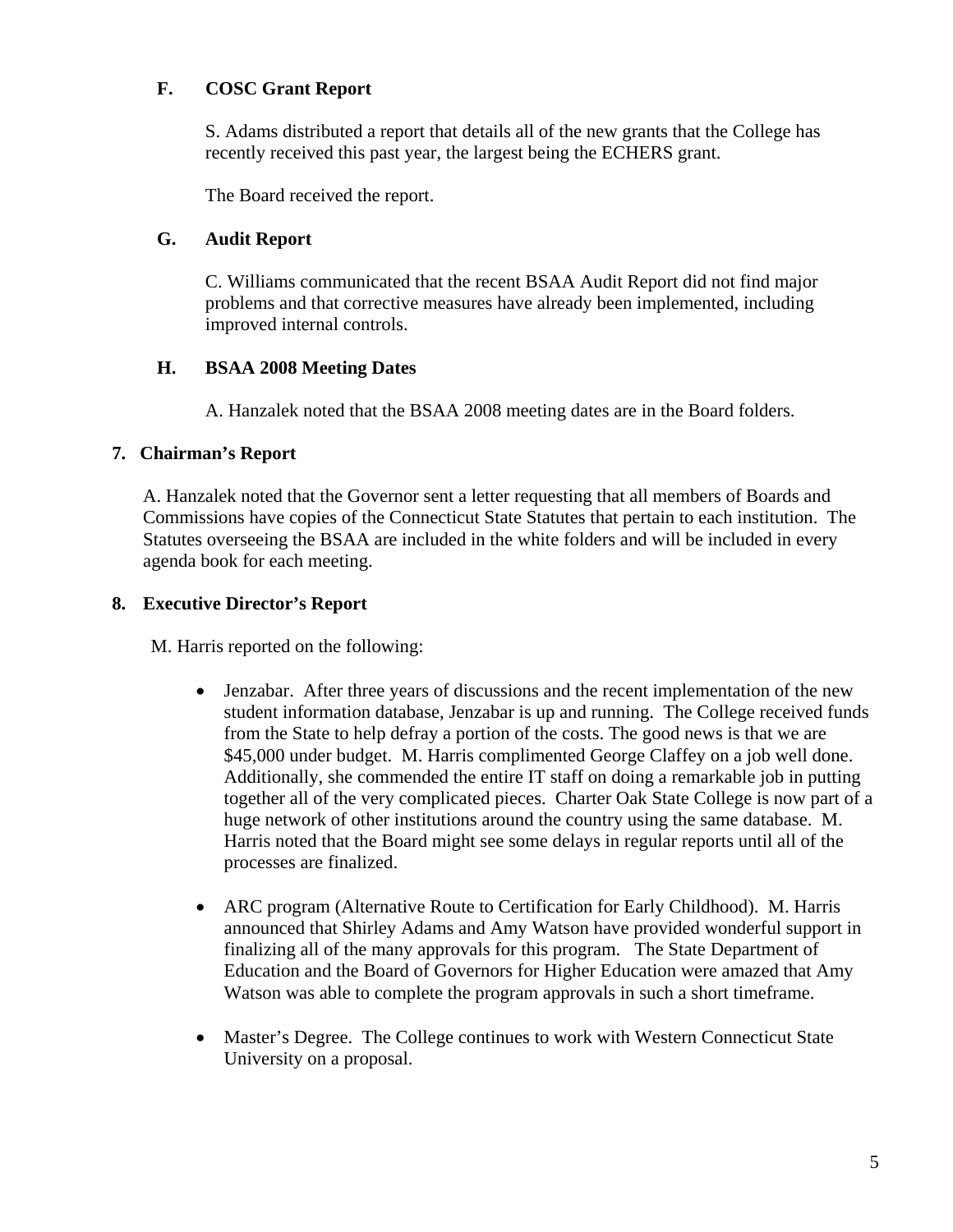### F. COSC Grant Report

S. Adams distributed a report that details all of the new grants that the College has recently received this past year, the largest being the ECHERS grant.

The Board received the report.

### G. Audit Report

C. Williams communicated that the recent BSAA Audit Report did not find major problems and that corrective measures have already been implemented, including improved internal controls.

### H. BSAA 2008 Meeting Dates

A. Hanzalek noted that the BSAA 2008 meeting dates are in the Board folders.

## 7. Chairman's Report

A. Hanzalek noted that the Governor sent a letter requesting that all members of Boards and Commissions have copies of the Connecticut State Statutes that pertain to each institution. The Statutes overseeing the BSAA are included in the white folders and will be included in every agenda book for each meeting.

## 8. Executive Director's Report

M. Harris reported on the following:

- Jenzabar. After three years of discussions and the recent implementation of the new student information database, Jenzabar is up and running. The College received funds from the State to help defray a portion of the costs. The good news is that we are $45,000 under budget. M. Harris complimented George Claffey on a job well done. Additionally, she commended the entire IT staff on doing a remarkable job in putting together all of the very complicated pieces. Charter Oak State College is now part of a huge network of other institutions around the country using the same database. M. Harris noted that the Board might see some delays in regular reports until all of the processes are finalized.

- ARC program (Alternative Route to Certification for Early Childhood). M. Harris announced that Shirley Adams and Amy Watson have provided wonderful support in finalizing all of the many approvals for this program. The State Department of Education and the Board of Governors for Higher Education were amazed that Amy Watson was able to complete the program approvals in such a short timeframe.

- Master's Degree. The College continues to work with Western Connecticut State University on a proposal.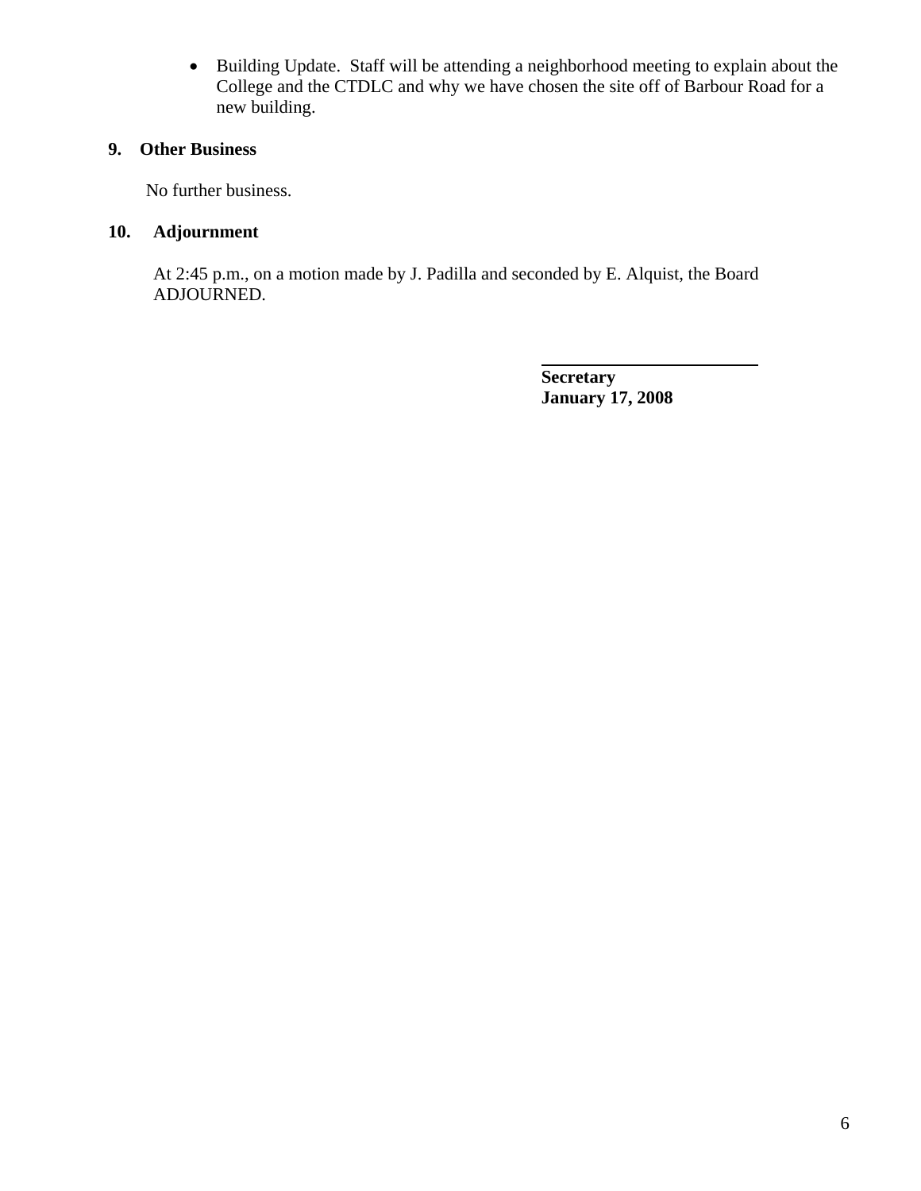- Building Update. Staff will be attending a neighborhood meeting to explain about the College and the CTDLC and why we have chosen the site off of Barbour Road for a new building.

## 9. Other Business

No further business.

## 10. Adjournment

At 2:45 p.m., on a motion made by J. Padilla and seconded by E. Alquist, the Board ADJOURNED.

---

**Secretary**
**January 17, 2008**